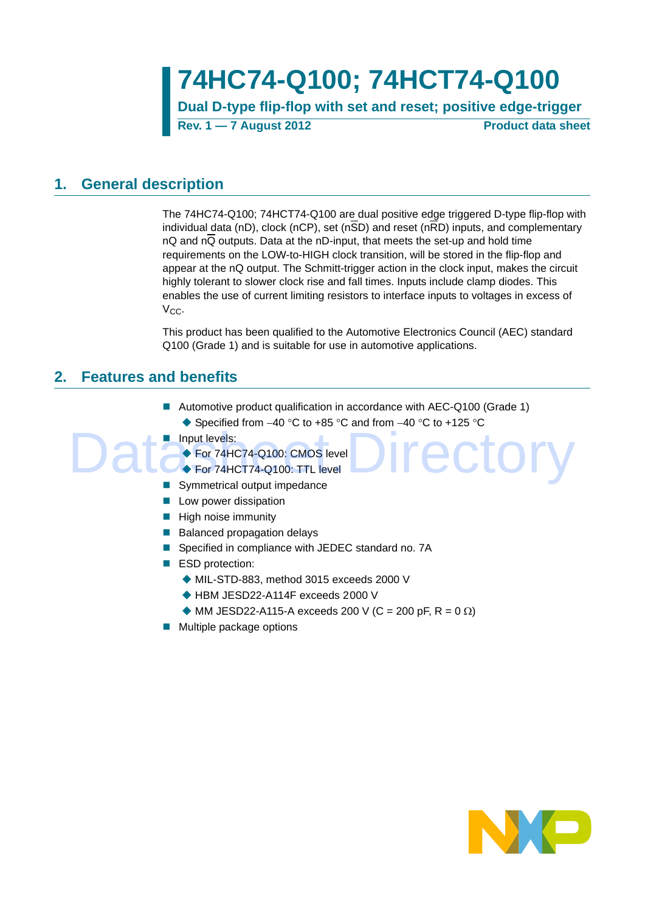# 74HC74-Q100; 74HCT74-Q100

**Dual D-type flip-flop with set and reset; positive edge-trigger**

**Rev. 1 — 7 August 2012** **Product data sheet**

## 1. General description

The 74HC74-Q100; 74HCT74-Q100 are dual positive edge triggered D-type flip-flop with individual data (nD), clock (nCP), set ($n\overline{SD}$) and reset ($n\overline{RD}$) inputs, and complementary nQ and $n\overline{Q}$ outputs. Data at the nD-input, that meets the set-up and hold time requirements on the LOW-to-HIGH clock transition, will be stored in the flip-flop and appear at the nQ output. The Schmitt-trigger action in the clock input, makes the circuit highly tolerant to slower clock rise and fall times. Inputs include clamp diodes. This enables the use of current limiting resistors to interface inputs to voltages in excess of $V_{CC}$.

This product has been qualified to the Automotive Electronics Council (AEC) standard Q100 (Grade 1) and is suitable for use in automotive applications.

## 2. Features and benefits

- Automotive product qualification in accordance with AEC-Q100 (Grade 1)
  - Specified from −40 °C to +85 °C and from −40 °C to +125 °C
- Input levels:
  - For 74HC74-Q100: CMOS level
  - For 74HCT74-Q100: TTL level
- Symmetrical output impedance
- Low power dissipation
- High noise immunity
- Balanced propagation delays
- Specified in compliance with JEDEC standard no. 7A
- ESD protection:
  - MIL-STD-883, method 3015 exceeds 2000 V
  - HBM JESD22-A114F exceeds 2000 V
  - MM JESD22-A115-A exceeds 200 V (C = 200 pF, R = 0 Ω)
- Multiple package options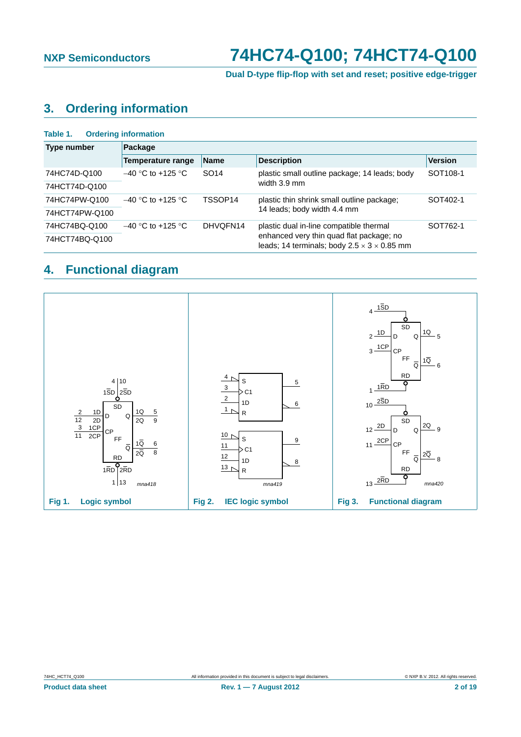## 3. Ordering information

**Table 1. Ordering information**

| Type number | Package | | | |
|---|---|---|---|---|
| | Temperature range | Name | Description | Version |
| 74HC74D-Q100 | −40 °C to +125 °C | SO14 | plastic small outline package; 14 leads; body width 3.9 mm | SOT108-1 |
| 74HCT74D-Q100 | | | | |
| 74HC74PW-Q100 | −40 °C to +125 °C | TSSOP14 | plastic thin shrink small outline package; 14 leads; body width 4.4 mm | SOT402-1 |
| 74HCT74PW-Q100 | | | | |
| 74HC74BQ-Q100 | −40 °C to +125 °C | DHVQFN14 | plastic dual in-line compatible thermal enhanced very thin quad flat package; no leads; 14 terminals; body 2.5 × 3 × 0.85 mm | SOT762-1 |
| 74HCT74BQ-Q100 | | | | |

## 4. Functional diagram

**Fig 1. Logic symbol**

**Fig 2. IEC logic symbol**

**Fig 3. Functional diagram**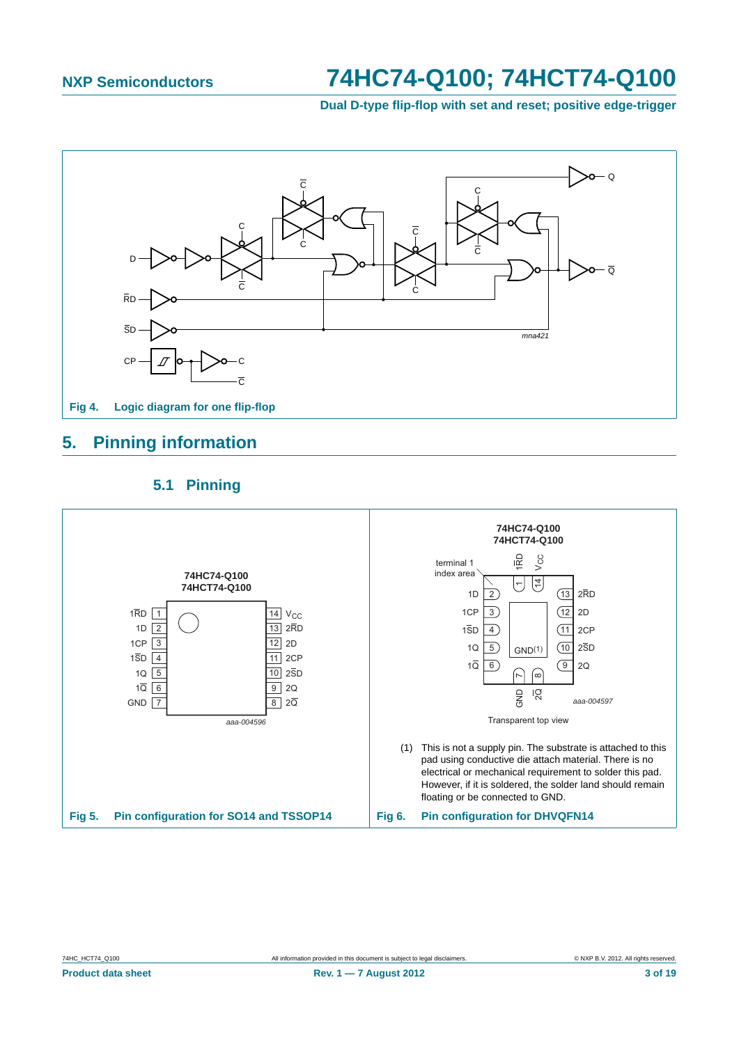Fig 4. Logic diagram for one flip-flop

## 5. Pinning information

### 5.1 Pinning

Fig 5. Pin configuration for SO14 and TSSOP14

Transparent top view

(1) This is not a supply pin. The substrate is attached to this pad using conductive die attach material. There is no electrical or mechanical requirement to solder this pad. However, if it is soldered, the solder land should remain floating or be connected to GND.

Fig 6. Pin configuration for DHVQFN14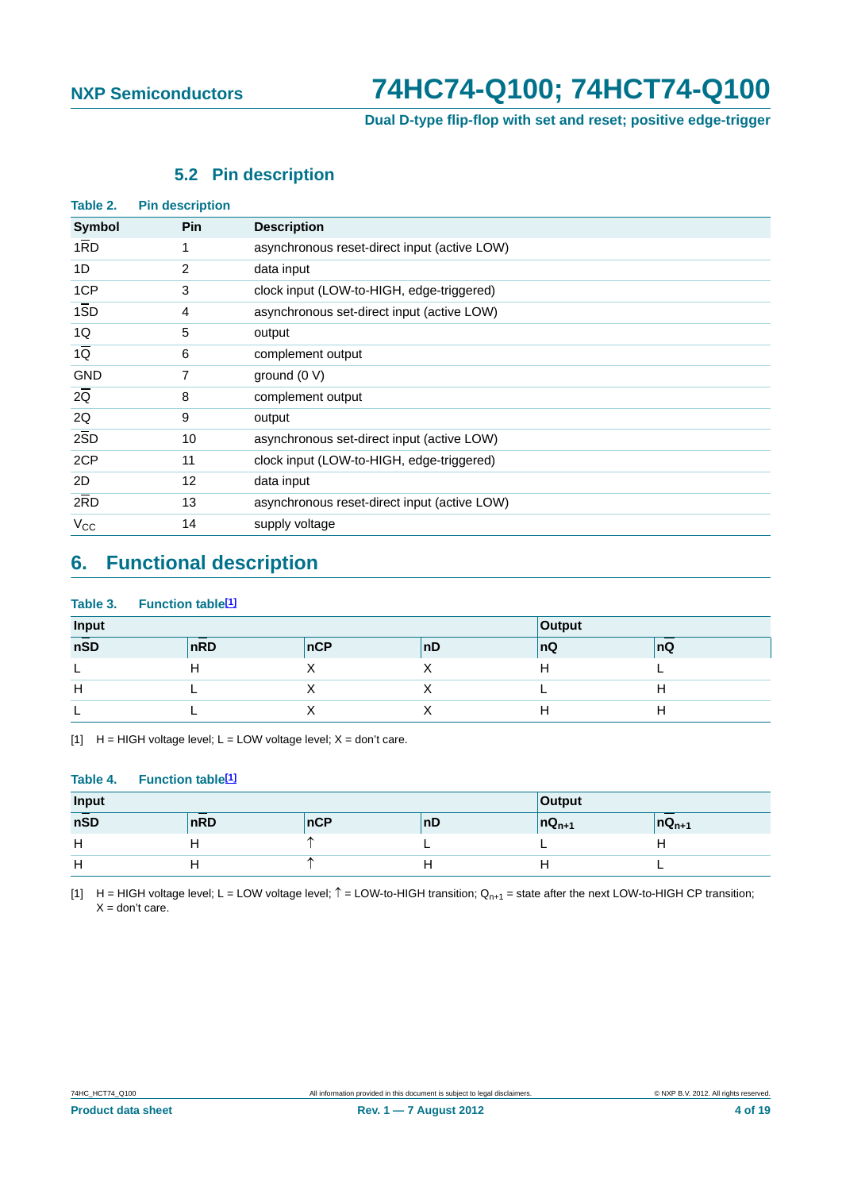### 5.2 Pin description

**Table 2. Pin description**

| Symbol | Pin | Description |
|---|---|---|
| $1\overline{RD}$ | 1 | asynchronous reset-direct input (active LOW) |
| 1D | 2 | data input |
| 1CP | 3 | clock input (LOW-to-HIGH, edge-triggered) |
| $1\overline{SD}$ | 4 | asynchronous set-direct input (active LOW) |
| 1Q | 5 | output |
| $1\overline{Q}$ | 6 | complement output |
| GND | 7 | ground (0 V) |
| $2\overline{Q}$ | 8 | complement output |
| 2Q | 9 | output |
| $2\overline{SD}$ | 10 | asynchronous set-direct input (active LOW) |
| 2CP | 11 | clock input (LOW-to-HIGH, edge-triggered) |
| 2D | 12 | data input |
| $2\overline{RD}$ | 13 | asynchronous reset-direct input (active LOW) |
| $V_{CC}$ | 14 | supply voltage |

## 6. Functional description

**Table 3. Function table[1]**

| Input | | | | Output | |
|---|---|---|---|---|---|
| $n\overline{SD}$ | $n\overline{RD}$ | nCP | nD | nQ | $n\overline{Q}$ |
| L | H | X | X | H | L |
| H | L | X | X | L | H |
| L | L | X | X | H | H |

[1] H = HIGH voltage level; L = LOW voltage level; X = don't care.

**Table 4. Function table[1]**

| Input | | | | Output | |
|---|---|---|---|---|---|
| $n\overline{SD}$ | $n\overline{RD}$ | nCP | nD | $nQ_{n+1}$ | $n\overline{Q}_{n+1}$ |
| H | H | ↑ | L | L | H |
| H | H | ↑ | H | H | L |

[1] H = HIGH voltage level; L = LOW voltage level; ↑ = LOW-to-HIGH transition; $Q_{n+1}$ = state after the next LOW-to-HIGH CP transition; X = don't care.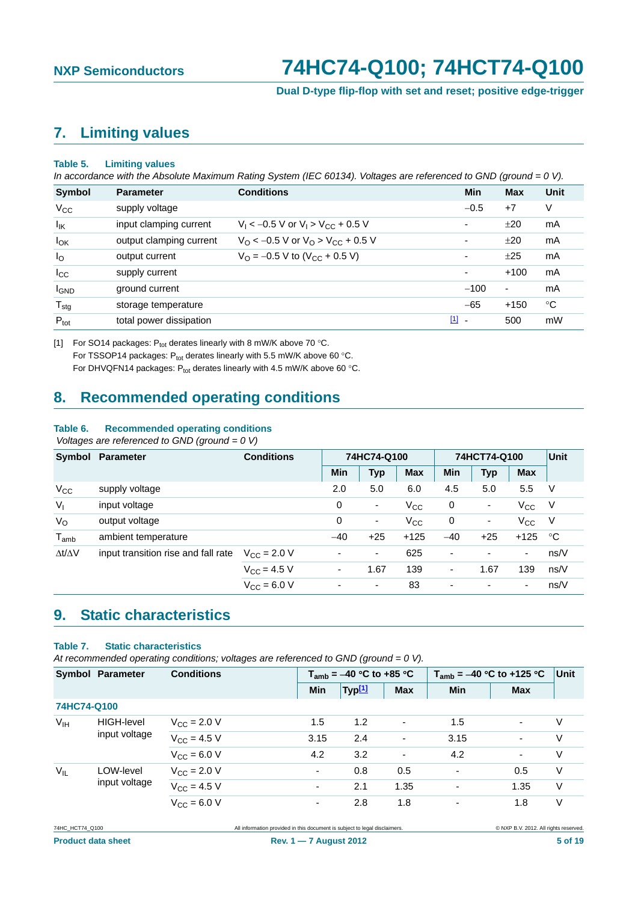## 7. Limiting values

**Table 5. Limiting values**

*In accordance with the Absolute Maximum Rating System (IEC 60134). Voltages are referenced to GND (ground = 0 V).*

| Symbol | Parameter | Conditions | | Min | Max | Unit |
|---|---|---|---|---|---|---|
| $V_{CC}$ | supply voltage | | | −0.5 | +7 | V |
| $I_{IK}$ | input clamping current | $V_I < -0.5$ V or $V_I > V_{CC} + 0.5$ V | | - | ±20 | mA |
| $I_{OK}$ | output clamping current | $V_O < -0.5$ V or $V_O > V_{CC} + 0.5$ V | | - | ±20 | mA |
| $I_O$ | output current | $V_O = -0.5$ V to ($V_{CC}$ + 0.5 V) | | - | ±25 | mA |
| $I_{CC}$ | supply current | | | - | +100 | mA |
| $I_{GND}$ | ground current | | | −100 | - | mA |
| $T_{stg}$ | storage temperature | | | −65 | +150 | °C |
| $P_{tot}$ | total power dissipation | | [1] | - | 500 | mW |

[1] For SO14 packages: $P_{tot}$ derates linearly with 8 mW/K above 70 °C.
For TSSOP14 packages: $P_{tot}$ derates linearly with 5.5 mW/K above 60 °C.
For DHVQFN14 packages: $P_{tot}$ derates linearly with 4.5 mW/K above 60 °C.

## 8. Recommended operating conditions

**Table 6. Recommended operating conditions**

*Voltages are referenced to GND (ground = 0 V)*

| Symbol | Parameter | Conditions | 74HC74-Q100 | | | 74HCT74-Q100 | | | Unit |
|---|---|---|---|---|---|---|---|---|---|
| | | | Min | Typ | Max | Min | Typ | Max | |
| $V_{CC}$ | supply voltage | | 2.0 | 5.0 | 6.0 | 4.5 | 5.0 | 5.5 | V |
| $V_I$ | input voltage | | 0 | - | $V_{CC}$ | 0 | - | $V_{CC}$ | V |
| $V_O$ | output voltage | | 0 | - | $V_{CC}$ | 0 | - | $V_{CC}$ | V |
| $T_{amb}$ | ambient temperature | | −40 | +25 | +125 | −40 | +25 | +125 | °C |
| $\Delta t/\Delta V$ | input transition rise and fall rate | $V_{CC}$ = 2.0 V | - | - | 625 | - | - | - | ns/V |
| | | $V_{CC}$ = 4.5 V | - | 1.67 | 139 | - | 1.67 | 139 | ns/V |
| | | $V_{CC}$ = 6.0 V | - | - | 83 | - | - | - | ns/V |

## 9. Static characteristics

**Table 7. Static characteristics**

*At recommended operating conditions; voltages are referenced to GND (ground = 0 V).*

| Symbol | Parameter | Conditions | $T_{amb}$ = −40 °C to +85 °C | | | $T_{amb}$ = −40 °C to +125 °C | | Unit |
|---|---|---|---|---|---|---|---|---|
| | | | Min | Typ[1] | Max | Min | Max | |
| **74HC74-Q100** | | | | | | | | |
| $V_{IH}$ | HIGH-level input voltage | $V_{CC}$ = 2.0 V | 1.5 | 1.2 | - | 1.5 | - | V |
| | | $V_{CC}$ = 4.5 V | 3.15 | 2.4 | - | 3.15 | - | V |
| | | $V_{CC}$ = 6.0 V | 4.2 | 3.2 | - | 4.2 | - | V |
| $V_{IL}$ | LOW-level input voltage | $V_{CC}$ = 2.0 V | - | 0.8 | 0.5 | - | 0.5 | V |
| | | $V_{CC}$ = 4.5 V | - | 2.1 | 1.35 | - | 1.35 | V |
| | | $V_{CC}$ = 6.0 V | - | 2.8 | 1.8 | - | 1.8 | V |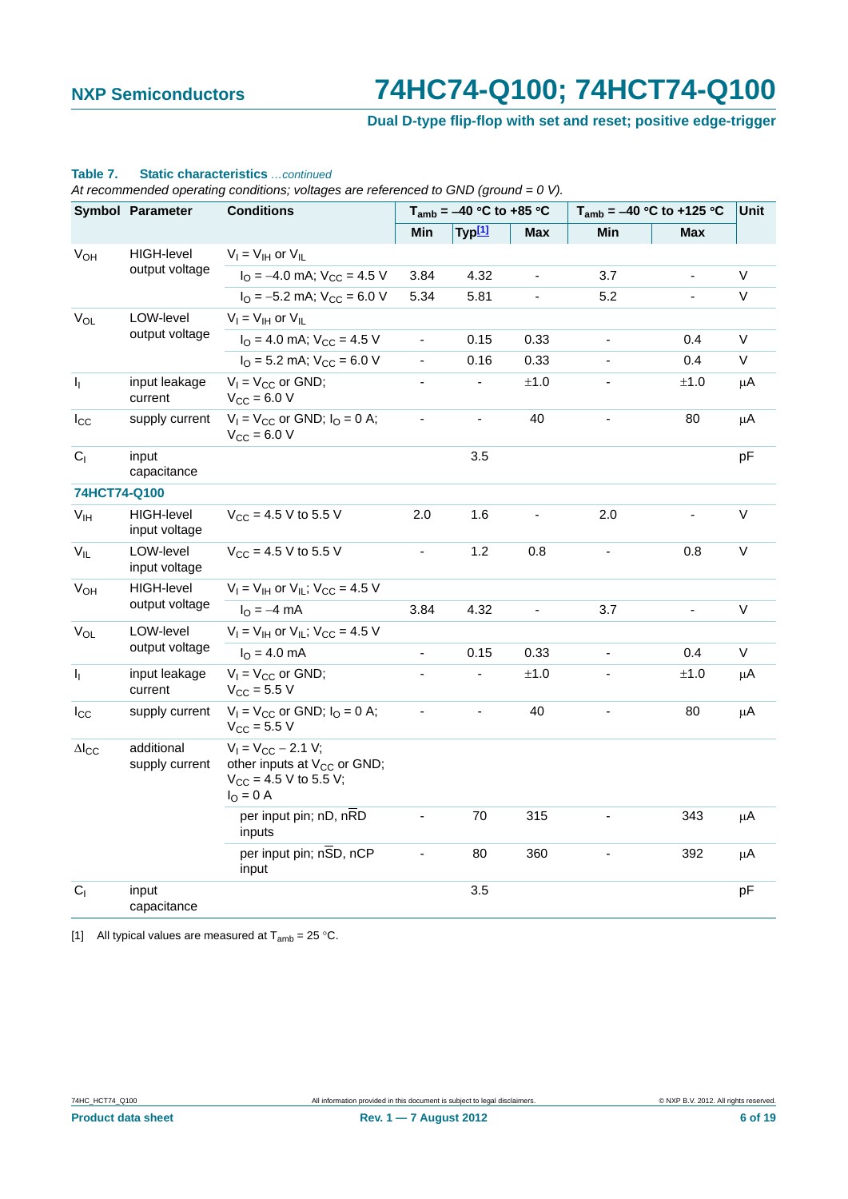**Table 7. Static characteristics** *…continued*

*At recommended operating conditions; voltages are referenced to GND (ground = 0 V).*

| Symbol | Parameter | Conditions | $T_{amb}$ = –40 °C to +85 °C | | | $T_{amb}$ = –40 °C to +125 °C | | Unit |
|---|---|---|---|---|---|---|---|---|
| | | | Min | Typ[1] | Max | Min | Max | |
| $V_{OH}$ | HIGH-level output voltage | $V_I = V_{IH}$ or $V_{IL}$ | | | | | | |
| | | $I_O$ = –4.0 mA; $V_{CC}$ = 4.5 V | 3.84 | 4.32 | - | 3.7 | - | V |
| | | $I_O$ = –5.2 mA; $V_{CC}$ = 6.0 V | 5.34 | 5.81 | - | 5.2 | - | V |
| $V_{OL}$ | LOW-level output voltage | $V_I = V_{IH}$ or $V_{IL}$ | | | | | | |
| | | $I_O$ = 4.0 mA; $V_{CC}$ = 4.5 V | - | 0.15 | 0.33 | - | 0.4 | V |
| | | $I_O$ = 5.2 mA; $V_{CC}$ = 6.0 V | - | 0.16 | 0.33 | - | 0.4 | V |
| $I_I$ | input leakage current | $V_I = V_{CC}$ or GND; $V_{CC}$ = 6.0 V | - | - | ±1.0 | - | ±1.0 | μA |
| $I_{CC}$ | supply current | $V_I = V_{CC}$ or GND; $I_O$ = 0 A; $V_{CC}$ = 6.0 V | - | - | 40 | - | 80 | μA |
| $C_I$ | input capacitance | | | 3.5 | | | | pF |
| **74HCT74-Q100** | | | | | | | | |
| $V_{IH}$ | HIGH-level input voltage | $V_{CC}$ = 4.5 V to 5.5 V | 2.0 | 1.6 | - | 2.0 | - | V |
| $V_{IL}$ | LOW-level input voltage | $V_{CC}$ = 4.5 V to 5.5 V | - | 1.2 | 0.8 | - | 0.8 | V |
| $V_{OH}$ | HIGH-level output voltage | $V_I = V_{IH}$ or $V_{IL}$; $V_{CC}$ = 4.5 V | | | | | | |
| | | $I_O$ = –4 mA | 3.84 | 4.32 | - | 3.7 | - | V |
| $V_{OL}$ | LOW-level output voltage | $V_I = V_{IH}$ or $V_{IL}$; $V_{CC}$ = 4.5 V | | | | | | |
| | | $I_O$ = 4.0 mA | - | 0.15 | 0.33 | - | 0.4 | V |
| $I_I$ | input leakage current | $V_I = V_{CC}$ or GND; $V_{CC}$ = 5.5 V | - | - | ±1.0 | - | ±1.0 | μA |
| $I_{CC}$ | supply current | $V_I = V_{CC}$ or GND; $I_O$ = 0 A; $V_{CC}$ = 5.5 V | - | - | 40 | - | 80 | μA |
| $\Delta I_{CC}$ | additional supply current | $V_I = V_{CC}$ – 2.1 V; other inputs at $V_{CC}$ or GND; $V_{CC}$ = 4.5 V to 5.5 V; $I_O$ = 0 A | | | | | | |
| | | per input pin; nD, $n\overline{RD}$ inputs | - | 70 | 315 | - | 343 | μA |
| | | per input pin; $n\overline{SD}$, nCP input | - | 80 | 360 | - | 392 | μA |
| $C_I$ | input capacitance | | | 3.5 | | | | pF |

[1] All typical values are measured at $T_{amb}$ = 25 °C.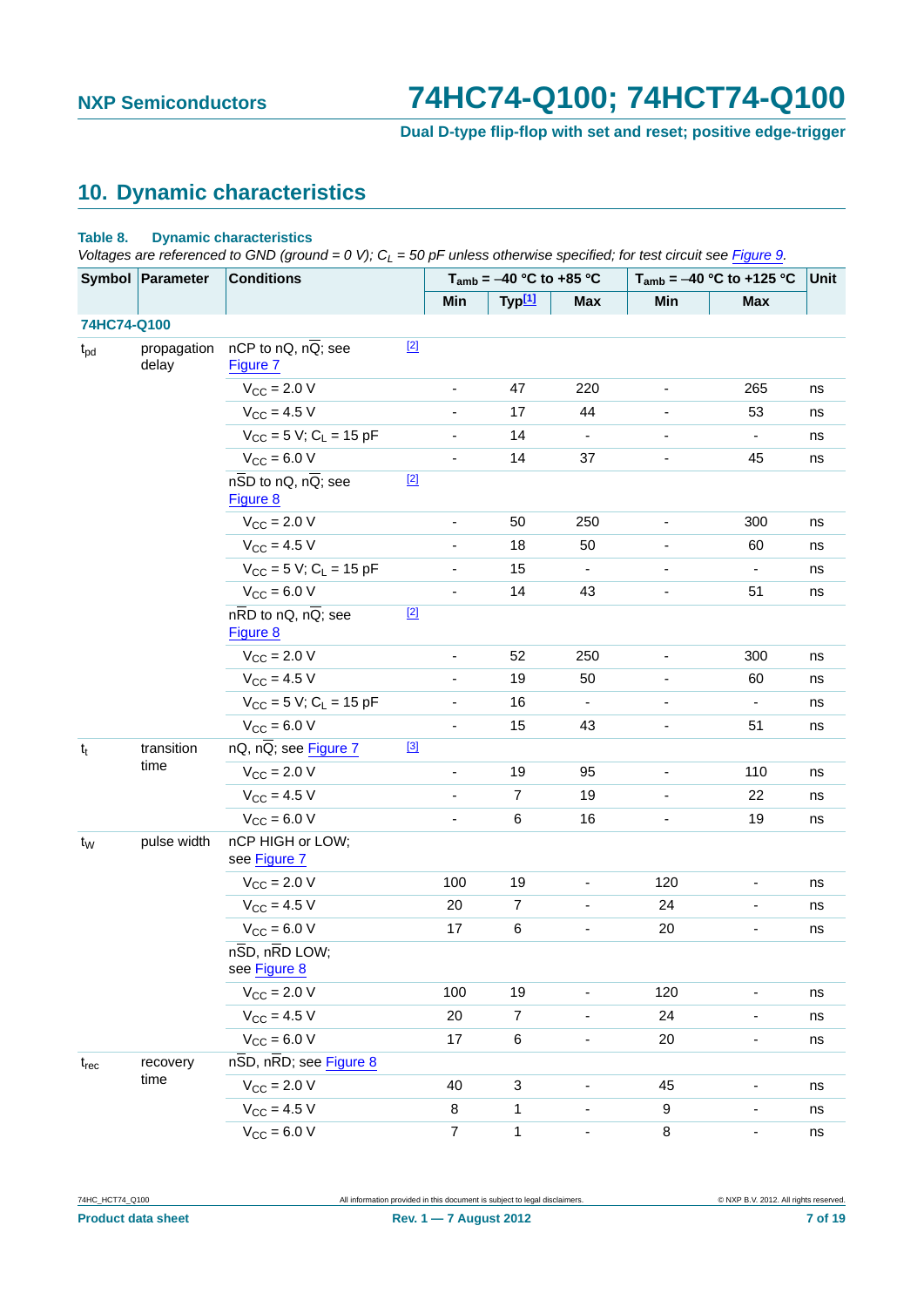## 10. Dynamic characteristics

**Table 8. Dynamic characteristics**

*Voltages are referenced to GND (ground = 0 V); $C_L$ = 50 pF unless otherwise specified; for test circuit see Figure 9.*

| Symbol | Parameter | Conditions | | $T_{amb}$ = –40 °C to +85 °C | | | $T_{amb}$ = –40 °C to +125 °C | | Unit |
|---|---|---|---|---|---|---|---|---|---|
| | | | | Min | Typ[1] | Max | Min | Max | |
| **74HC74-Q100** | | | | | | | | | |
| $t_{pd}$ | propagation delay | nCP to nQ, n$\overline{Q}$; see Figure 7 | [2] | | | | | | |
| | | $V_{CC}$ = 2.0 V | | - | 47 | 220 | - | 265 | ns |
| | | $V_{CC}$ = 4.5 V | | - | 17 | 44 | - | 53 | ns |
| | | $V_{CC}$ = 5 V; $C_L$ = 15 pF | | - | 14 | - | - | - | ns |
| | | $V_{CC}$ = 6.0 V | | - | 14 | 37 | - | 45 | ns |
| | | n$\overline{SD}$ to nQ, n$\overline{Q}$; see Figure 8 | [2] | | | | | | |
| | | $V_{CC}$ = 2.0 V | | - | 50 | 250 | - | 300 | ns |
| | | $V_{CC}$ = 4.5 V | | - | 18 | 50 | - | 60 | ns |
| | | $V_{CC}$ = 5 V; $C_L$ = 15 pF | | - | 15 | - | - | - | ns |
| | | $V_{CC}$ = 6.0 V | | - | 14 | 43 | - | 51 | ns |
| | | n$\overline{RD}$ to nQ, n$\overline{Q}$; see Figure 8 | [2] | | | | | | |
| | | $V_{CC}$ = 2.0 V | | - | 52 | 250 | - | 300 | ns |
| | | $V_{CC}$ = 4.5 V | | - | 19 | 50 | - | 60 | ns |
| | | $V_{CC}$ = 5 V; $C_L$ = 15 pF | | - | 16 | - | - | - | ns |
| | | $V_{CC}$ = 6.0 V | | - | 15 | 43 | - | 51 | ns |
| $t_t$ | transition time | nQ, n$\overline{Q}$; see Figure 7 | [3] | | | | | | |
| | | $V_{CC}$ = 2.0 V | | - | 19 | 95 | - | 110 | ns |
| | | $V_{CC}$ = 4.5 V | | - | 7 | 19 | - | 22 | ns |
| | | $V_{CC}$ = 6.0 V | | - | 6 | 16 | - | 19 | ns |
| $t_W$ | pulse width | nCP HIGH or LOW; see Figure 7 | | | | | | | |
| | | $V_{CC}$ = 2.0 V | | 100 | 19 | - | 120 | - | ns |
| | | $V_{CC}$ = 4.5 V | | 20 | 7 | - | 24 | - | ns |
| | | $V_{CC}$ = 6.0 V | | 17 | 6 | - | 20 | - | ns |
| | | n$\overline{SD}$, n$\overline{RD}$ LOW; see Figure 8 | | | | | | | |
| | | $V_{CC}$ = 2.0 V | | 100 | 19 | - | 120 | - | ns |
| | | $V_{CC}$ = 4.5 V | | 20 | 7 | - | 24 | - | ns |
| | | $V_{CC}$ = 6.0 V | | 17 | 6 | - | 20 | - | ns |
| $t_{rec}$ | recovery time | n$\overline{SD}$, n$\overline{RD}$; see Figure 8 | | | | | | | |
| | | $V_{CC}$ = 2.0 V | | 40 | 3 | - | 45 | - | ns |
| | | $V_{CC}$ = 4.5 V | | 8 | 1 | - | 9 | - | ns |
| | | $V_{CC}$ = 6.0 V | | 7 | 1 | - | 8 | - | ns |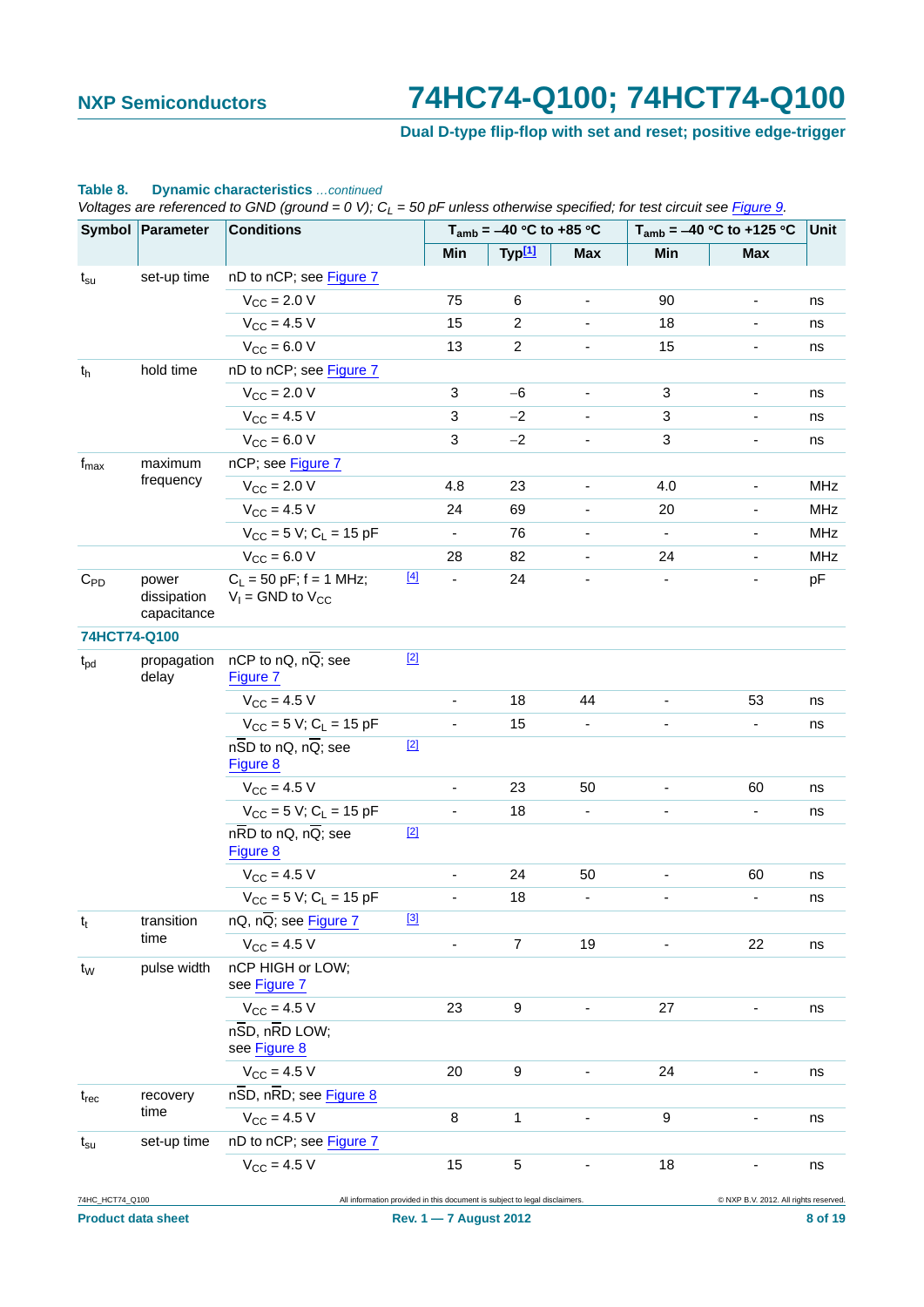**Table 8. Dynamic characteristics** *...continued*

*Voltages are referenced to GND (ground = 0 V); $C_L$ = 50 pF unless otherwise specified; for test circuit see Figure 9.*

| Symbol | Parameter | Conditions | | $T_{amb}$ = –40 °C to +85 °C | | | $T_{amb}$ = –40 °C to +125 °C | | Unit |
|---|---|---|---|---|---|---|---|---|---|
| | | | | Min | Typ[1] | Max | Min | Max | |
| $t_{su}$ | set-up time | nD to nCP; see Figure 7 | | | | | | | |
| | | $V_{CC}$ = 2.0 V | | 75 | 6 | - | 90 | - | ns |
| | | $V_{CC}$ = 4.5 V | | 15 | 2 | - | 18 | - | ns |
| | | $V_{CC}$ = 6.0 V | | 13 | 2 | - | 15 | - | ns |
| $t_h$ | hold time | nD to nCP; see Figure 7 | | | | | | | |
| | | $V_{CC}$ = 2.0 V | | 3 | −6 | - | 3 | - | ns |
| | | $V_{CC}$ = 4.5 V | | 3 | −2 | - | 3 | - | ns |
| | | $V_{CC}$ = 6.0 V | | 3 | −2 | - | 3 | - | ns |
| $f_{max}$ | maximum frequency | nCP; see Figure 7 | | | | | | | |
| | | $V_{CC}$ = 2.0 V | | 4.8 | 23 | - | 4.0 | - | MHz |
| | | $V_{CC}$ = 4.5 V | | 24 | 69 | - | 20 | - | MHz |
| | | $V_{CC}$ = 5 V; $C_L$ = 15 pF | | - | 76 | - | - | - | MHz |
| | | $V_{CC}$ = 6.0 V | | 28 | 82 | - | 24 | - | MHz |
| $C_{PD}$ | power dissipation capacitance | $C_L$ = 50 pF; f = 1 MHz; $V_I$ = GND to $V_{CC}$ | [4] | - | 24 | - | - | - | pF |
| **74HCT74-Q100** | | | | | | | | | |
| $t_{pd}$ | propagation delay | nCP to nQ, $n\overline{Q}$; see Figure 7 | [2] | | | | | | |
| | | $V_{CC}$ = 4.5 V | | - | 18 | 44 | - | 53 | ns |
| | | $V_{CC}$ = 5 V; $C_L$ = 15 pF | | - | 15 | - | - | - | ns |
| | | $n\overline{SD}$ to nQ, $n\overline{Q}$; see Figure 8 | [2] | | | | | | |
| | | $V_{CC}$ = 4.5 V | | - | 23 | 50 | - | 60 | ns |
| | | $V_{CC}$ = 5 V; $C_L$ = 15 pF | | - | 18 | - | - | - | ns |
| | | $n\overline{RD}$ to nQ, $n\overline{Q}$; see Figure 8 | [2] | | | | | | |
| | | $V_{CC}$ = 4.5 V | | - | 24 | 50 | - | 60 | ns |
| | | $V_{CC}$ = 5 V; $C_L$ = 15 pF | | - | 18 | - | - | - | ns |
| $t_t$ | transition time | nQ, $n\overline{Q}$; see Figure 7 | [3] | | | | | | |
| | | $V_{CC}$ = 4.5 V | | - | 7 | 19 | - | 22 | ns |
| $t_W$ | pulse width | nCP HIGH or LOW; see Figure 7 | | | | | | | |
| | | $V_{CC}$ = 4.5 V | | 23 | 9 | - | 27 | - | ns |
| | | $n\overline{SD}$, $n\overline{RD}$ LOW; see Figure 8 | | | | | | | |
| | | $V_{CC}$ = 4.5 V | | 20 | 9 | - | 24 | - | ns |
| $t_{rec}$ | recovery time | $n\overline{SD}$, $n\overline{RD}$; see Figure 8 | | | | | | | |
| | | $V_{CC}$ = 4.5 V | | 8 | 1 | - | 9 | - | ns |
| $t_{su}$ | set-up time | nD to nCP; see Figure 7 | | | | | | | |
| | | $V_{CC}$ = 4.5 V | | 15 | 5 | - | 18 | - | ns |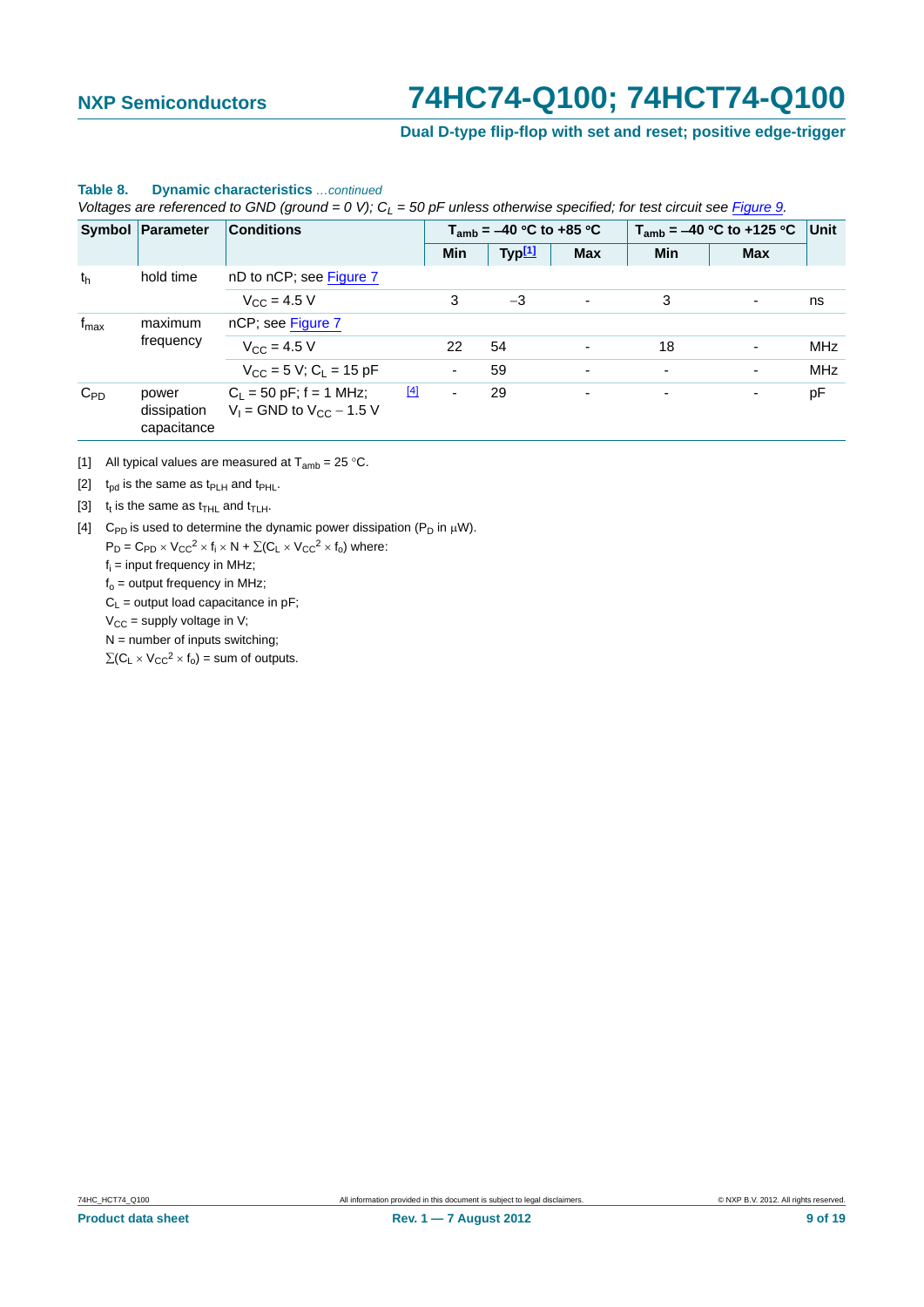**Table 8. Dynamic characteristics** *...continued*

*Voltages are referenced to GND (ground = 0 V); $C_L$ = 50 pF unless otherwise specified; for test circuit see Figure 9.*

| Symbol | Parameter | Conditions | | $T_{amb}$ = –40 °C to +85 °C | | | $T_{amb}$ = –40 °C to +125 °C | | Unit |
|---|---|---|---|---|---|---|---|---|---|
| | | | | Min | Typ[1] | Max | Min | Max | |
| $t_h$ | hold time | nD to nCP; see Figure 7 | | | | | | | |
| | | $V_{CC}$ = 4.5 V | | 3 | −3 | - | 3 | - | ns |
| $f_{max}$ | maximum frequency | nCP; see Figure 7 | | | | | | | |
| | | $V_{CC}$ = 4.5 V | | 22 | 54 | - | 18 | - | MHz |
| | | $V_{CC}$ = 5 V; $C_L$ = 15 pF | | - | 59 | - | - | - | MHz |
| $C_{PD}$ | power dissipation capacitance | $C_L$ = 50 pF; f = 1 MHz; $V_I$ = GND to $V_{CC}$ − 1.5 V | [4] | - | 29 | - | - | - | pF |

[1] All typical values are measured at $T_{amb}$ = 25 °C.

[2] $t_{pd}$ is the same as $t_{PLH}$ and $t_{PHL}$.

[3] $t_t$ is the same as $t_{THL}$ and $t_{TLH}$.

[4] $C_{PD}$ is used to determine the dynamic power dissipation ($P_D$ in μW).

$P_D = C_{PD} \times V_{CC}^2 \times f_i \times N + \Sigma(C_L \times V_{CC}^2 \times f_o)$ where:

$f_i$ = input frequency in MHz;

$f_o$ = output frequency in MHz;

$C_L$ = output load capacitance in pF;

$V_{CC}$ = supply voltage in V;

N = number of inputs switching;

$\Sigma(C_L \times V_{CC}^2 \times f_o)$ = sum of outputs.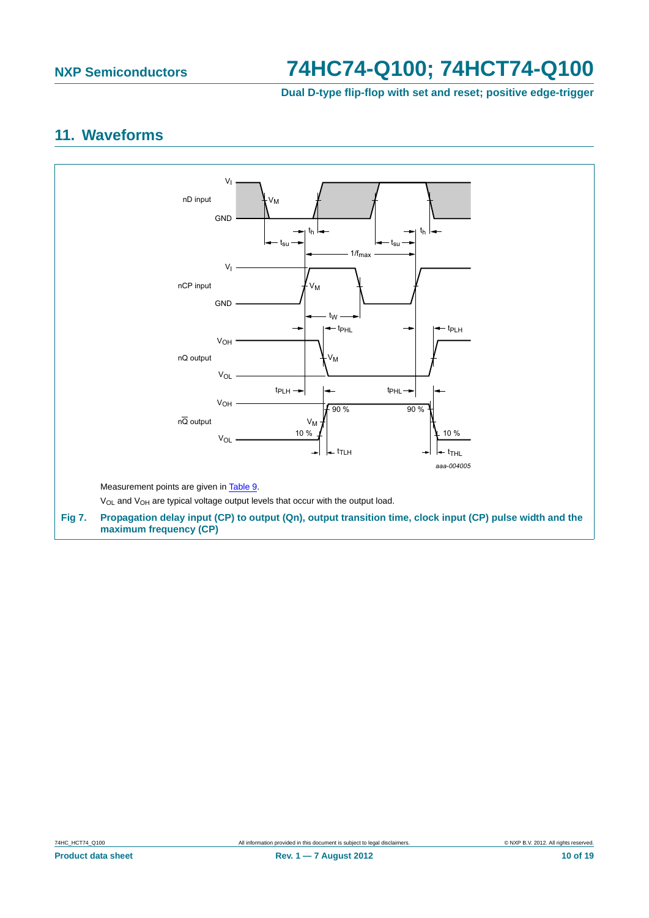## 11. Waveforms

Measurement points are given in Table 9.

$V_{OL}$ and $V_{OH}$ are typical voltage output levels that occur with the output load.

**Fig 7. Propagation delay input (CP) to output (Qn), output transition time, clock input (CP) pulse width and the maximum frequency (CP)**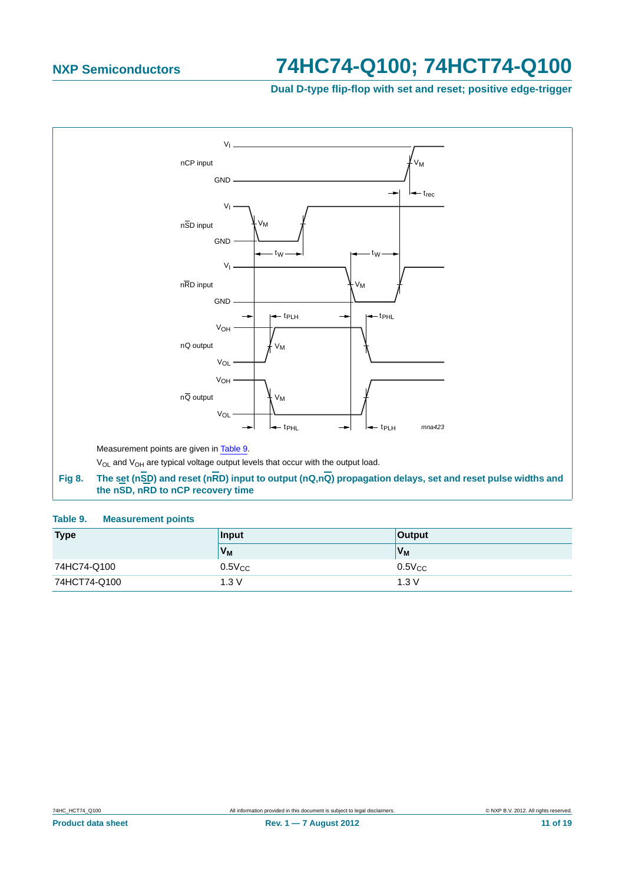Measurement points are given in Table 9.

$V_{OL}$ and $V_{OH}$ are typical voltage output levels that occur with the output load.

**Fig 8. The set (n$\overline{SD}$) and reset (n$\overline{RD}$) input to output (nQ,n$\overline{Q}$) propagation delays, set and reset pulse widths and the nSD, nRD to nCP recovery time**

**Table 9. Measurement points**

| Type | Input | Output |
|---|---|---|
| | $V_M$ | $V_M$ |
| 74HC74-Q100 | $0.5V_{CC}$ | $0.5V_{CC}$ |
| 74HCT74-Q100 | 1.3 V | 1.3 V |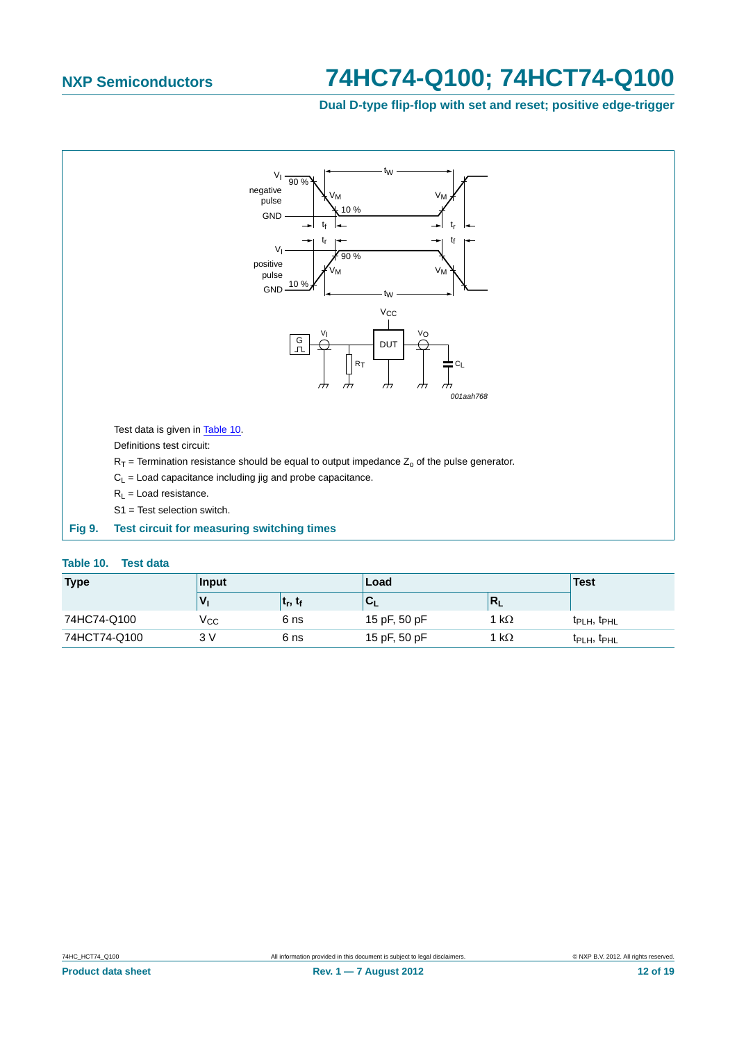Test data is given in Table 10.

Definitions test circuit:

$R_T$ = Termination resistance should be equal to output impedance $Z_o$ of the pulse generator.

$C_L$ = Load capacitance including jig and probe capacitance.

$R_L$ = Load resistance.

S1 = Test selection switch.

**Fig 9. Test circuit for measuring switching times**

**Table 10. Test data**

| Type | Input | | Load | | Test |
|---|---|---|---|---|---|
| | $V_I$ | $t_r$, $t_f$ | $C_L$ | $R_L$ | |
| 74HC74-Q100 | $V_{CC}$ | 6 ns | 15 pF, 50 pF | 1 kΩ | $t_{PLH}$, $t_{PHL}$ |
| 74HCT74-Q100 | 3 V | 6 ns | 15 pF, 50 pF | 1 kΩ | $t_{PLH}$, $t_{PHL}$ |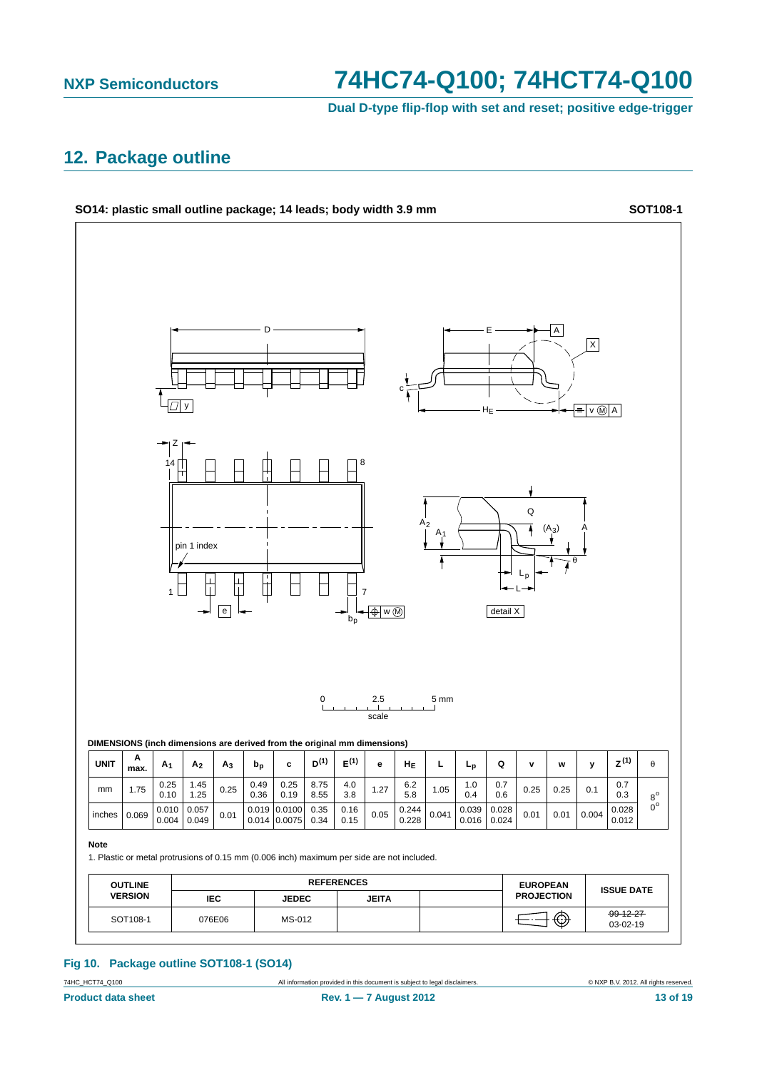## 12. Package outline

**SO14: plastic small outline package; 14 leads; body width 3.9 mm** **SOT108-1**

**DIMENSIONS (inch dimensions are derived from the original mm dimensions)**

| UNIT | A max. | $A_1$ | $A_2$ | $A_3$ | $b_p$ | c | $D^{(1)}$ | $E^{(1)}$ | e | $H_E$ | L | $L_p$ | Q | v | w | y | $Z^{(1)}$ | θ |
|---|---|---|---|---|---|---|---|---|---|---|---|---|---|---|---|---|---|---|
| mm | 1.75 | 0.25<br>0.10 | 1.45<br>1.25 | 0.25 | 0.49<br>0.36 | 0.25<br>0.19 | 8.75<br>8.55 | 4.0<br>3.8 | 1.27 | 6.2<br>5.8 | 1.05 | 1.0<br>0.4 | 0.7<br>0.6 | 0.25 | 0.25 | 0.1 | 0.7<br>0.3 | 8°<br>0° |
| inches | 0.069 | 0.010<br>0.004 | 0.057<br>0.049 | 0.01 | 0.019<br>0.014 | 0.0100<br>0.0075 | 0.35<br>0.34 | 0.16<br>0.15 | 0.05 | 0.244<br>0.228 | 0.041 | 0.039<br>0.016 | 0.028<br>0.024 | 0.01 | 0.01 | 0.004 | 0.028<br>0.012 | |

**Note**

1. Plastic or metal protrusions of 0.15 mm (0.006 inch) maximum per side are not included.

| OUTLINE VERSION | REFERENCES | | | | EUROPEAN PROJECTION | ISSUE DATE |
|---|---|---|---|---|---|---|
| | IEC | JEDEC | JEITA | | | |
| SOT108-1 | 076E06 | MS-012 | | | | ~~99-12-27~~<br>03-02-19 |

**Fig 10. Package outline SOT108-1 (SO14)**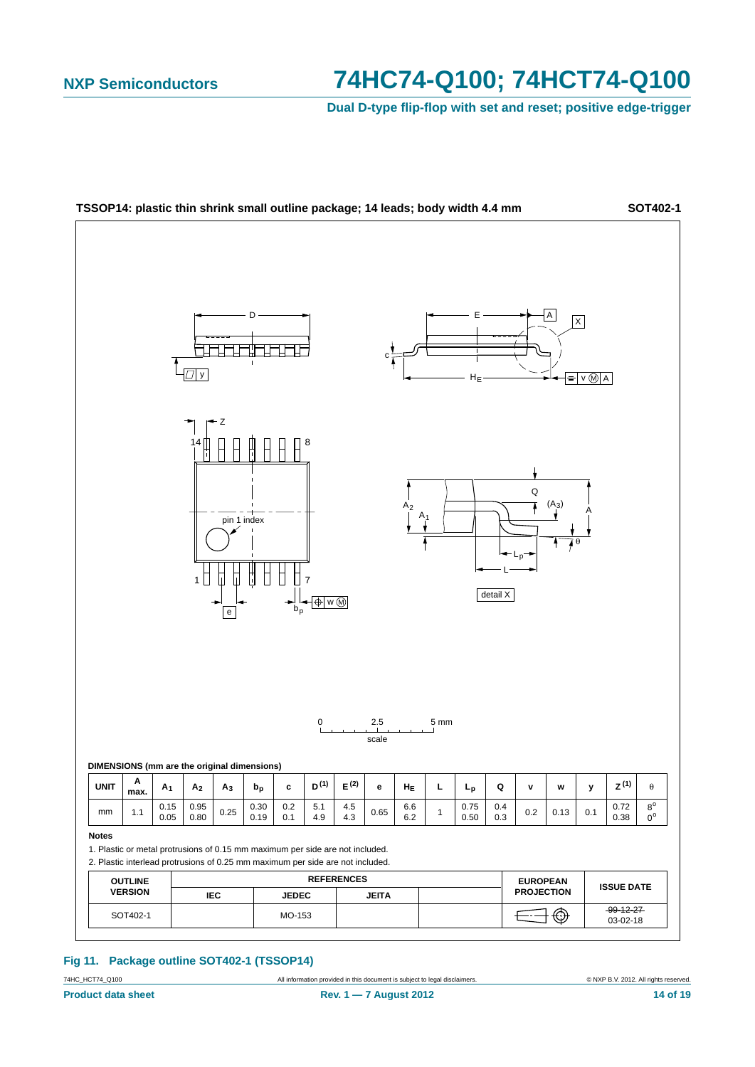**TSSOP14: plastic thin shrink small outline package; 14 leads; body width 4.4 mm** **SOT402-1**

**DIMENSIONS (mm are the original dimensions)**

| UNIT | A max. | $A_1$ | $A_2$ | $A_3$ | $b_p$ | c | $D^{(1)}$ | $E^{(2)}$ | e | $H_E$ | L | $L_p$ | Q | v | w | y | $Z^{(1)}$ | θ |
|---|---|---|---|---|---|---|---|---|---|---|---|---|---|---|---|---|---|---|
| mm | 1.1 | 0.15<br>0.05 | 0.95<br>0.80 | 0.25 | 0.30<br>0.19 | 0.2<br>0.1 | 5.1<br>4.9 | 4.5<br>4.3 | 0.65 | 6.6<br>6.2 | 1 | 0.75<br>0.50 | 0.4<br>0.3 | 0.2 | 0.13 | 0.1 | 0.72<br>0.38 | 8°<br>0° |

**Notes**

1. Plastic or metal protrusions of 0.15 mm maximum per side are not included.
2. Plastic interlead protrusions of 0.25 mm maximum per side are not included.

| OUTLINE VERSION | REFERENCES | | | | EUROPEAN PROJECTION | ISSUE DATE |
|---|---|---|---|---|---|---|
| | IEC | JEDEC | JEITA | | | |
| SOT402-1 | | MO-153 | | | | ~~99-12-27~~<br>03-02-18 |

**Fig 11. Package outline SOT402-1 (TSSOP14)**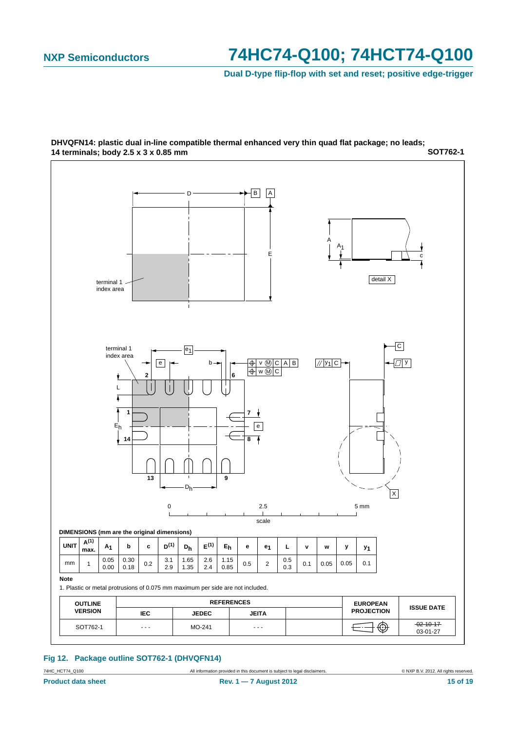**DHVQFN14: plastic dual in-line compatible thermal enhanced very thin quad flat package; no leads; 14 terminals; body 2.5 x 3 x 0.85 mm** **SOT762-1**

**DIMENSIONS (mm are the original dimensions)**

| UNIT | A(1) max. | $A_1$ | b | c | D(1) | $D_h$ | E(1) | $E_h$ | e | $e_1$ | L | v | w | y | $y_1$ |
|---|---|---|---|---|---|---|---|---|---|---|---|---|---|---|---|
| mm | 1 | 0.05 0.00 | 0.30 0.18 | 0.2 | 3.1 2.9 | 1.65 1.35 | 2.6 2.4 | 1.15 0.85 | 0.5 | 2 | 0.5 0.3 | 0.1 | 0.05 | 0.05 | 0.1 |

**Note**

1. Plastic or metal protrusions of 0.075 mm maximum per side are not included.

| OUTLINE VERSION | REFERENCES | | | | EUROPEAN PROJECTION | ISSUE DATE |
|---|---|---|---|---|---|---|
| | IEC | JEDEC | JEITA | | | |
| SOT762-1 | - - - | MO-241 | - - - | | | ~~02-10-17~~ 03-01-27 |

**Fig 12. Package outline SOT762-1 (DHVQFN14)**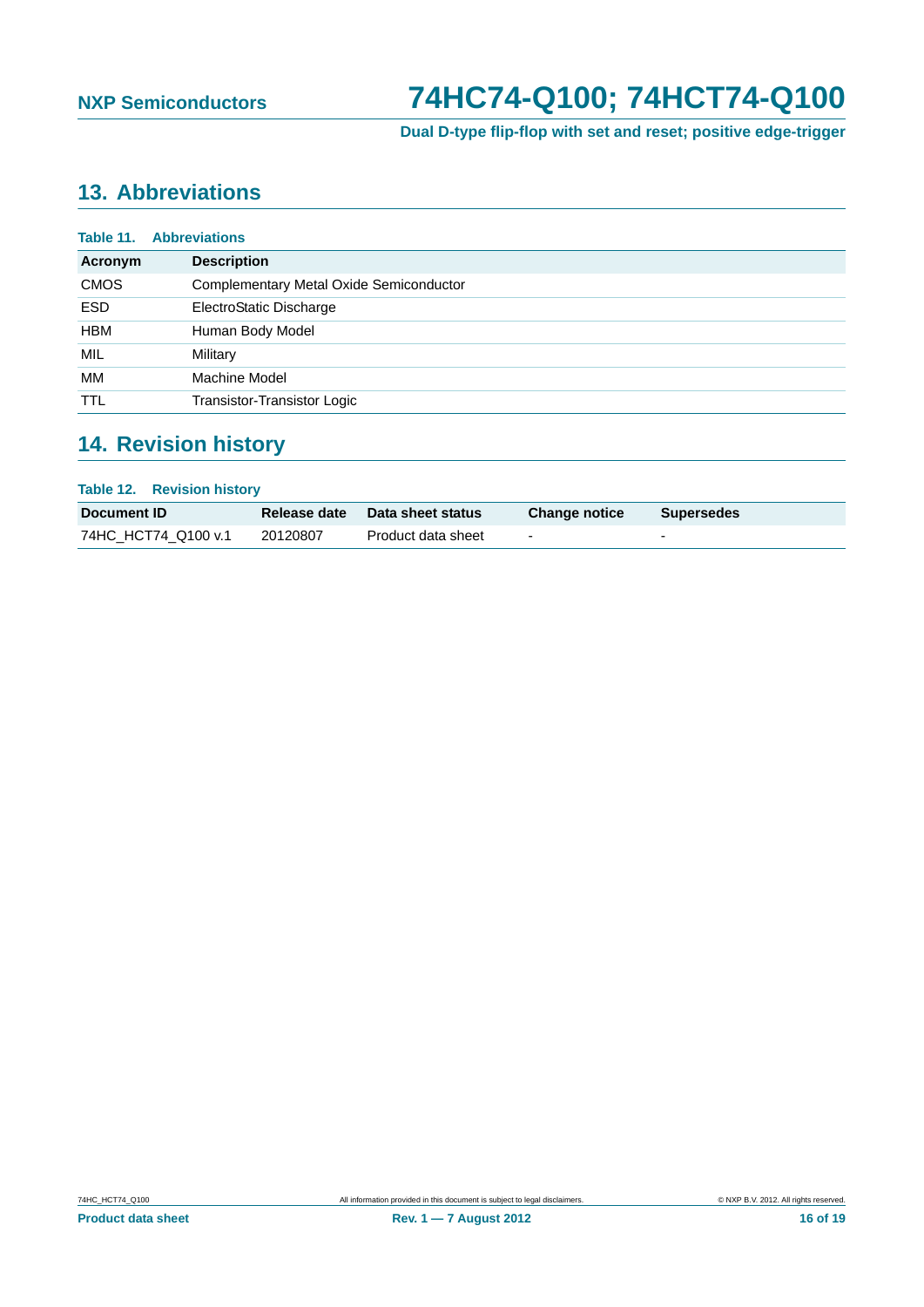## 13. Abbreviations

**Table 11. Abbreviations**

| Acronym | Description |
|---|---|
| CMOS | Complementary Metal Oxide Semiconductor |
| ESD | ElectroStatic Discharge |
| HBM | Human Body Model |
| MIL | Military |
| MM | Machine Model |
| TTL | Transistor-Transistor Logic |

## 14. Revision history

**Table 12. Revision history**

| Document ID | Release date | Data sheet status | Change notice | Supersedes |
|---|---|---|---|---|
| 74HC_HCT74_Q100 v.1 | 20120807 | Product data sheet | - | - |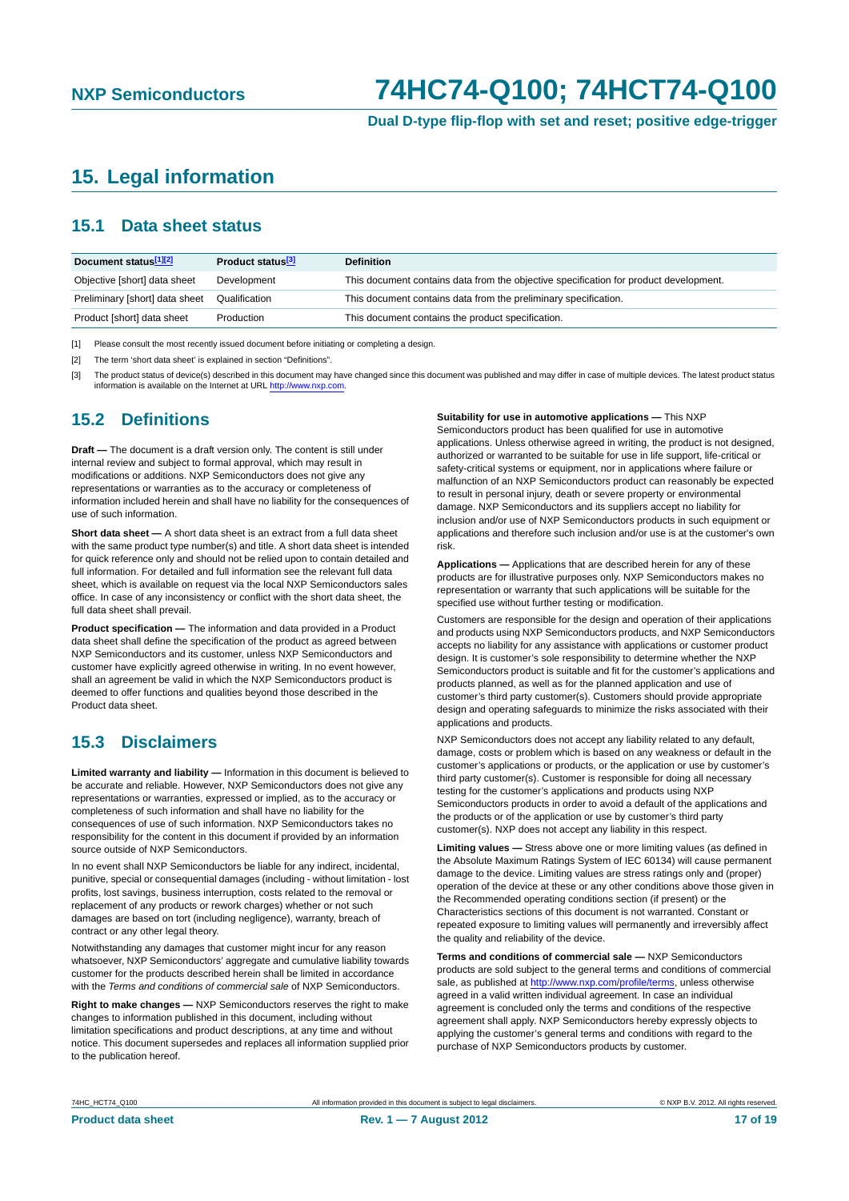## 15. Legal information

### 15.1 Data sheet status

| Document status[1][2] | Product status[3] | Definition |
|---|---|---|
| Objective [short] data sheet | Development | This document contains data from the objective specification for product development. |
| Preliminary [short] data sheet | Qualification | This document contains data from the preliminary specification. |
| Product [short] data sheet | Production | This document contains the product specification. |

[1] Please consult the most recently issued document before initiating or completing a design.

[2] The term 'short data sheet' is explained in section "Definitions".

[3] The product status of device(s) described in this document may have changed since this document was published and may differ in case of multiple devices. The latest product status information is available on the Internet at URL http://www.nxp.com.

### 15.2 Definitions

**Draft —** The document is a draft version only. The content is still under internal review and subject to formal approval, which may result in modifications or additions. NXP Semiconductors does not give any representations or warranties as to the accuracy or completeness of information included herein and shall have no liability for the consequences of use of such information.

**Short data sheet —** A short data sheet is an extract from a full data sheet with the same product type number(s) and title. A short data sheet is intended for quick reference only and should not be relied upon to contain detailed and full information. For detailed and full information see the relevant full data sheet, which is available on request via the local NXP Semiconductors sales office. In case of any inconsistency or conflict with the short data sheet, the full data sheet shall prevail.

**Product specification —** The information and data provided in a Product data sheet shall define the specification of the product as agreed between NXP Semiconductors and its customer, unless NXP Semiconductors and customer have explicitly agreed otherwise in writing. In no event however, shall an agreement be valid in which the NXP Semiconductors product is deemed to offer functions and qualities beyond those described in the Product data sheet.

### 15.3 Disclaimers

**Limited warranty and liability —** Information in this document is believed to be accurate and reliable. However, NXP Semiconductors does not give any representations or warranties, expressed or implied, as to the accuracy or completeness of such information and shall have no liability for the consequences of use of such information. NXP Semiconductors takes no responsibility for the content in this document if provided by an information source outside of NXP Semiconductors.

In no event shall NXP Semiconductors be liable for any indirect, incidental, punitive, special or consequential damages (including - without limitation - lost profits, lost savings, business interruption, costs related to the removal or replacement of any products or rework charges) whether or not such damages are based on tort (including negligence), warranty, breach of contract or any other legal theory.

Notwithstanding any damages that customer might incur for any reason whatsoever, NXP Semiconductors' aggregate and cumulative liability towards customer for the products described herein shall be limited in accordance with the *Terms and conditions of commercial sale* of NXP Semiconductors.

**Right to make changes —** NXP Semiconductors reserves the right to make changes to information published in this document, including without limitation specifications and product descriptions, at any time and without notice. This document supersedes and replaces all information supplied prior to the publication hereof.

**Suitability for use in automotive applications —** This NXP Semiconductors product has been qualified for use in automotive applications. Unless otherwise agreed in writing, the product is not designed, authorized or warranted to be suitable for use in life support, life-critical or safety-critical systems or equipment, nor in applications where failure or malfunction of an NXP Semiconductors product can reasonably be expected to result in personal injury, death or severe property or environmental damage. NXP Semiconductors and its suppliers accept no liability for inclusion and/or use of NXP Semiconductors products in such equipment or applications and therefore such inclusion and/or use is at the customer's own risk.

**Applications —** Applications that are described herein for any of these products are for illustrative purposes only. NXP Semiconductors makes no representation or warranty that such applications will be suitable for the specified use without further testing or modification.

Customers are responsible for the design and operation of their applications and products using NXP Semiconductors products, and NXP Semiconductors accepts no liability for any assistance with applications or customer product design. It is customer's sole responsibility to determine whether the NXP Semiconductors product is suitable and fit for the customer's applications and products planned, as well as for the planned application and use of customer's third party customer(s). Customers should provide appropriate design and operating safeguards to minimize the risks associated with their applications and products.

NXP Semiconductors does not accept any liability related to any default, damage, costs or problem which is based on any weakness or default in the customer's applications or products, or the application or use by customer's third party customer(s). Customer is responsible for doing all necessary testing for the customer's applications and products using NXP Semiconductors products in order to avoid a default of the applications and the products or of the application or use by customer's third party customer(s). NXP does not accept any liability in this respect.

**Limiting values —** Stress above one or more limiting values (as defined in the Absolute Maximum Ratings System of IEC 60134) will cause permanent damage to the device. Limiting values are stress ratings only and (proper) operation of the device at these or any other conditions above those given in the Recommended operating conditions section (if present) or the Characteristics sections of this document is not warranted. Constant or repeated exposure to limiting values will permanently and irreversibly affect the quality and reliability of the device.

**Terms and conditions of commercial sale —** NXP Semiconductors products are sold subject to the general terms and conditions of commercial sale, as published at http://www.nxp.com/profile/terms, unless otherwise agreed in a valid written individual agreement. In case an individual agreement is concluded only the terms and conditions of the respective agreement shall apply. NXP Semiconductors hereby expressly objects to applying the customer's general terms and conditions with regard to the purchase of NXP Semiconductors products by customer.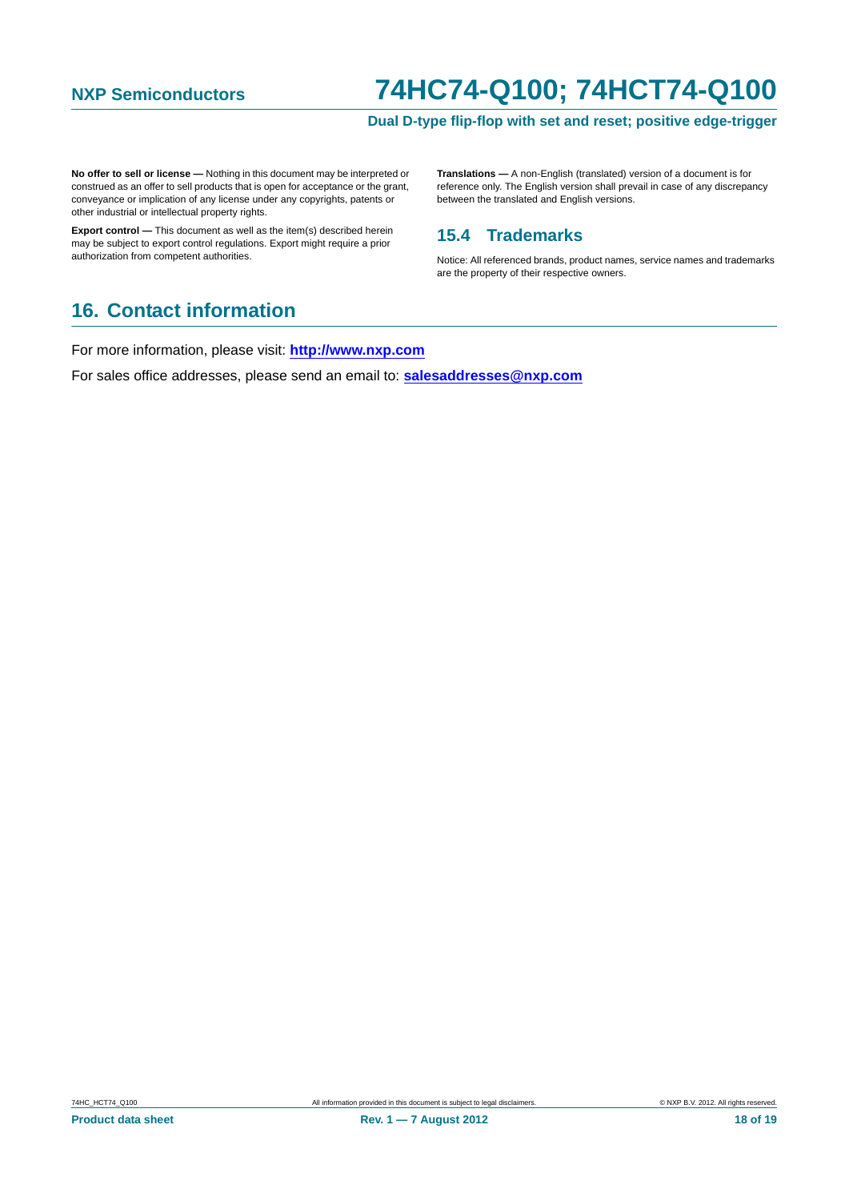**No offer to sell or license —** Nothing in this document may be interpreted or construed as an offer to sell products that is open for acceptance or the grant, conveyance or implication of any license under any copyrights, patents or other industrial or intellectual property rights.

**Export control —** This document as well as the item(s) described herein may be subject to export control regulations. Export might require a prior authorization from competent authorities.

**Translations —** A non-English (translated) version of a document is for reference only. The English version shall prevail in case of any discrepancy between the translated and English versions.

### 15.4 Trademarks

Notice: All referenced brands, product names, service names and trademarks are the property of their respective owners.

## 16. Contact information

For more information, please visit: **http://www.nxp.com**

For sales office addresses, please send an email to: **salesaddresses@nxp.com**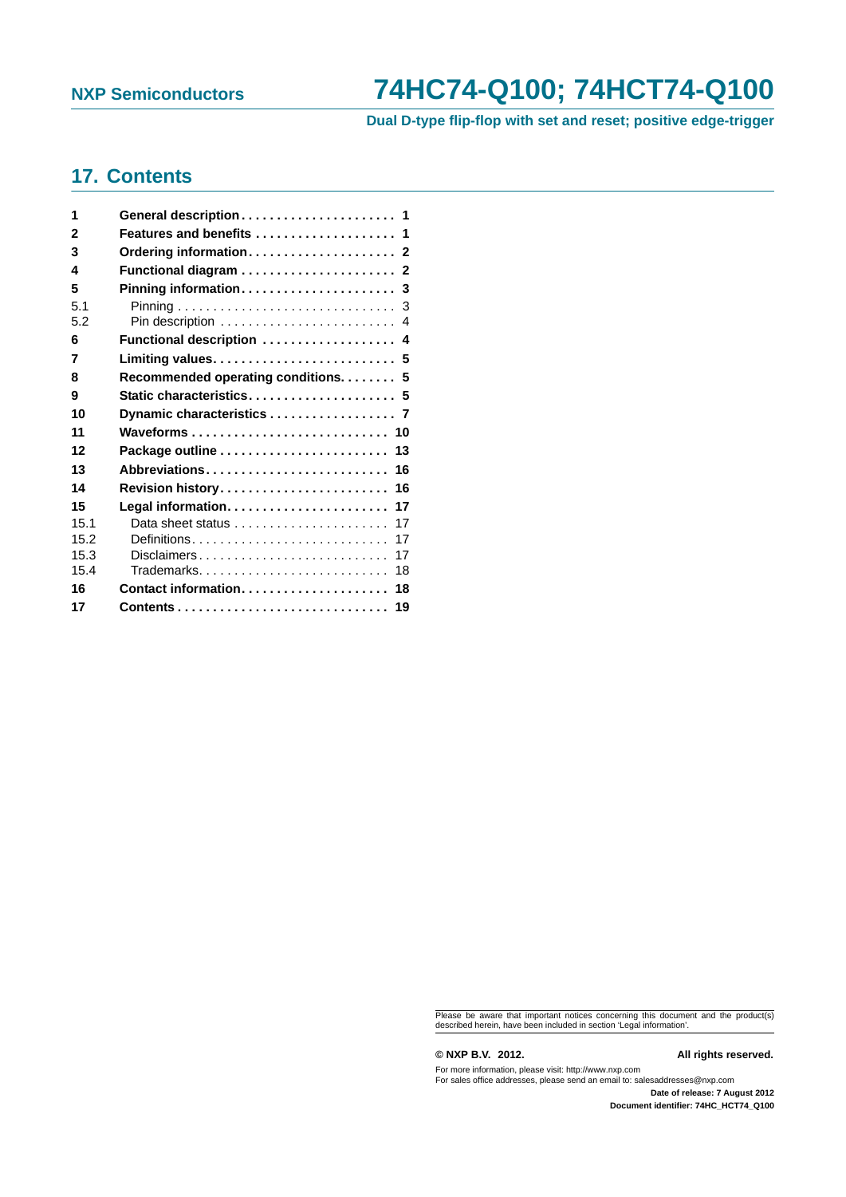## 17. Contents

| | | |
|---|---|---|
| **1** | **General description** | **1** |
| **2** | **Features and benefits** | **1** |
| **3** | **Ordering information** | **2** |
| **4** | **Functional diagram** | **2** |
| **5** | **Pinning information** | **3** |
| 5.1 | Pinning | 3 |
| 5.2 | Pin description | 4 |
| **6** | **Functional description** | **4** |
| **7** | **Limiting values** | **5** |
| **8** | **Recommended operating conditions** | **5** |
| **9** | **Static characteristics** | **5** |
| **10** | **Dynamic characteristics** | **7** |
| **11** | **Waveforms** | **10** |
| **12** | **Package outline** | **13** |
| **13** | **Abbreviations** | **16** |
| **14** | **Revision history** | **16** |
| **15** | **Legal information** | **17** |
| 15.1 | Data sheet status | 17 |
| 15.2 | Definitions | 17 |
| 15.3 | Disclaimers | 17 |
| 15.4 | Trademarks | 18 |
| **16** | **Contact information** | **18** |
| **17** | **Contents** | **19** |

Please be aware that important notices concerning this document and the product(s) described herein, have been included in section 'Legal information'.

**© NXP B.V. 2012.** **All rights reserved.**

For more information, please visit: http://www.nxp.com
For sales office addresses, please send an email to: salesaddresses@nxp.com

**Date of release: 7 August 2012**
**Document identifier: 74HC_HCT74_Q100**